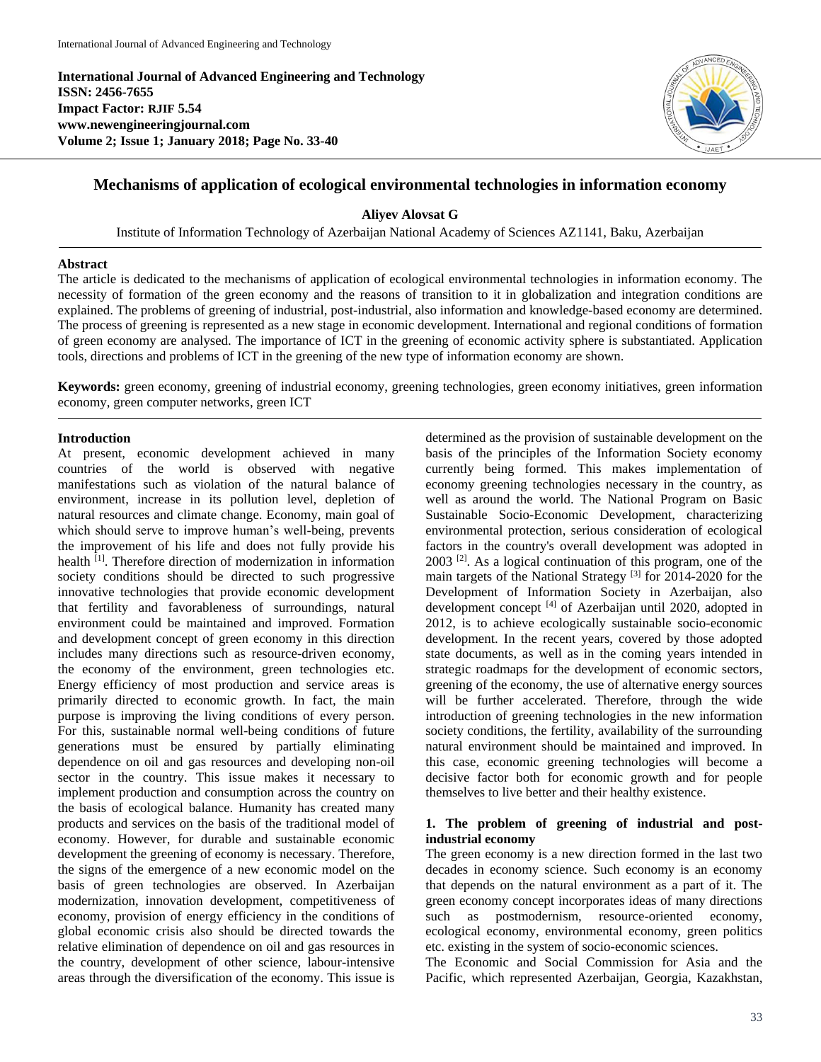**International Journal of Advanced Engineering and Technology**
**ISSN: 2456-7655**
**Impact Factor: RJIF 5.54**
**www.newengineeringjournal.com**
**Volume 2; Issue 1; January 2018; Page No. 33-40**

# Mechanisms of application of ecological environmental technologies in information economy

**Aliyev Alovsat G**

Institute of Information Technology of Azerbaijan National Academy of Sciences AZ1141, Baku, Azerbaijan

**Abstract**

The article is dedicated to the mechanisms of application of ecological environmental technologies in information economy. The necessity of formation of the green economy and the reasons of transition to it in globalization and integration conditions are explained. The problems of greening of industrial, post-industrial, also information and knowledge-based economy are determined. The process of greening is represented as a new stage in economic development. International and regional conditions of formation of green economy are analysed. The importance of ICT in the greening of economic activity sphere is substantiated. Application tools, directions and problems of ICT in the greening of the new type of information economy are shown.

**Keywords:** green economy, greening of industrial economy, greening technologies, green economy initiatives, green information economy, green computer networks, green ICT

## Introduction

At present, economic development achieved in many countries of the world is observed with negative manifestations such as violation of the natural balance of environment, increase in its pollution level, depletion of natural resources and climate change. Economy, main goal of which should serve to improve human's well-being, prevents the improvement of his life and does not fully provide his health [1]. Therefore direction of modernization in information society conditions should be directed to such progressive innovative technologies that provide economic development that fertility and favorableness of surroundings, natural environment could be maintained and improved. Formation and development concept of green economy in this direction includes many directions such as resource-driven economy, the economy of the environment, green technologies etc. Energy efficiency of most production and service areas is primarily directed to economic growth. In fact, the main purpose is improving the living conditions of every person. For this, sustainable normal well-being conditions of future generations must be ensured by partially eliminating dependence on oil and gas resources and developing non-oil sector in the country. This issue makes it necessary to implement production and consumption across the country on the basis of ecological balance. Humanity has created many products and services on the basis of the traditional model of economy. However, for durable and sustainable economic development the greening of economy is necessary. Therefore, the signs of the emergence of a new economic model on the basis of green technologies are observed. In Azerbaijan modernization, innovation development, competitiveness of economy, provision of energy efficiency in the conditions of global economic crisis also should be directed towards the relative elimination of dependence on oil and gas resources in the country, development of other science, labour-intensive areas through the diversification of the economy. This issue is determined as the provision of sustainable development on the basis of the principles of the Information Society economy currently being formed. This makes implementation of economy greening technologies necessary in the country, as well as around the world. The National Program on Basic Sustainable Socio-Economic Development, characterizing environmental protection, serious consideration of ecological factors in the country's overall development was adopted in 2003 [2]. As a logical continuation of this program, one of the main targets of the National Strategy [3] for 2014-2020 for the Development of Information Society in Azerbaijan, also development concept [4] of Azerbaijan until 2020, adopted in 2012, is to achieve ecologically sustainable socio-economic development. In the recent years, covered by those adopted state documents, as well as in the coming years intended in strategic roadmaps for the development of economic sectors, greening of the economy, the use of alternative energy sources will be further accelerated. Therefore, through the wide introduction of greening technologies in the new information society conditions, the fertility, availability of the surrounding natural environment should be maintained and improved. In this case, economic greening technologies will become a decisive factor both for economic growth and for people themselves to live better and their healthy existence.

## 1. The problem of greening of industrial and post-industrial economy

The green economy is a new direction formed in the last two decades in economy science. Such economy is an economy that depends on the natural environment as a part of it. The green economy concept incorporates ideas of many directions such as postmodernism, resource-oriented economy, ecological economy, environmental economy, green politics etc. existing in the system of socio-economic sciences.

The Economic and Social Commission for Asia and the Pacific, which represented Azerbaijan, Georgia, Kazakhstan,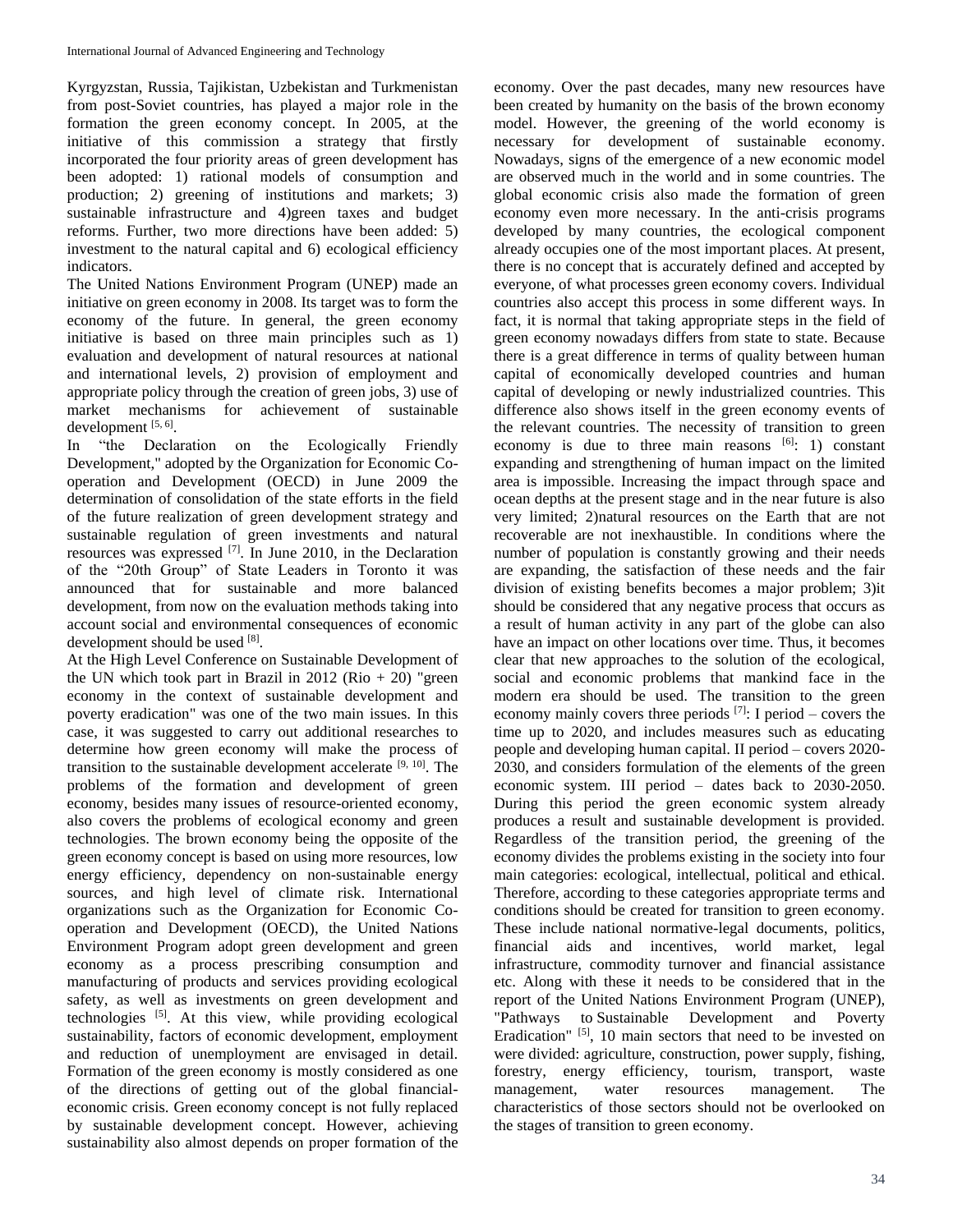Kyrgyzstan, Russia, Tajikistan, Uzbekistan and Turkmenistan from post-Soviet countries, has played a major role in the formation the green economy concept. In 2005, at the initiative of this commission a strategy that firstly incorporated the four priority areas of green development has been adopted: 1) rational models of consumption and production; 2) greening of institutions and markets; 3) sustainable infrastructure and 4)green taxes and budget reforms. Further, two more directions have been added: 5) investment to the natural capital and 6) ecological efficiency indicators.

The United Nations Environment Program (UNEP) made an initiative on green economy in 2008. Its target was to form the economy of the future. In general, the green economy initiative is based on three main principles such as 1) evaluation and development of natural resources at national and international levels, 2) provision of employment and appropriate policy through the creation of green jobs, 3) use of market mechanisms for achievement of sustainable development [5, 6].

In "the Declaration on the Ecologically Friendly Development," adopted by the Organization for Economic Co-operation and Development (OECD) in June 2009 the determination of consolidation of the state efforts in the field of the future realization of green development strategy and sustainable regulation of green investments and natural resources was expressed [7]. In June 2010, in the Declaration of the "20th Group" of State Leaders in Toronto it was announced that for sustainable and more balanced development, from now on the evaluation methods taking into account social and environmental consequences of economic development should be used [8].

At the High Level Conference on Sustainable Development of the UN which took part in Brazil in 2012 (Rio + 20) "green economy in the context of sustainable development and poverty eradication" was one of the two main issues. In this case, it was suggested to carry out additional researches to determine how green economy will make the process of transition to the sustainable development accelerate [9, 10]. The problems of the formation and development of green economy, besides many issues of resource-oriented economy, also covers the problems of ecological economy and green technologies. The brown economy being the opposite of the green economy concept is based on using more resources, low energy efficiency, dependency on non-sustainable energy sources, and high level of climate risk. International organizations such as the Organization for Economic Co-operation and Development (OECD), the United Nations Environment Program adopt green development and green economy as a process prescribing consumption and manufacturing of products and services providing ecological safety, as well as investments on green development and technologies [5]. At this view, while providing ecological sustainability, factors of economic development, employment and reduction of unemployment are envisaged in detail. Formation of the green economy is mostly considered as one of the directions of getting out of the global financial-economic crisis. Green economy concept is not fully replaced by sustainable development concept. However, achieving sustainability also almost depends on proper formation of the economy. Over the past decades, many new resources have been created by humanity on the basis of the brown economy model. However, the greening of the world economy is necessary for development of sustainable economy. Nowadays, signs of the emergence of a new economic model are observed much in the world and in some countries. The global economic crisis also made the formation of green economy even more necessary. In the anti-crisis programs developed by many countries, the ecological component already occupies one of the most important places. At present, there is no concept that is accurately defined and accepted by everyone, of what processes green economy covers. Individual countries also accept this process in some different ways. In fact, it is normal that taking appropriate steps in the field of green economy nowadays differs from state to state. Because there is a great difference in terms of quality between human capital of economically developed countries and human capital of developing or newly industrialized countries. This difference also shows itself in the green economy events of the relevant countries. The necessity of transition to green economy is due to three main reasons [6]: 1) constant expanding and strengthening of human impact on the limited area is impossible. Increasing the impact through space and ocean depths at the present stage and in the near future is also very limited; 2)natural resources on the Earth that are not recoverable are not inexhaustible. In conditions where the number of population is constantly growing and their needs are expanding, the satisfaction of these needs and the fair division of existing benefits becomes a major problem; 3)it should be considered that any negative process that occurs as a result of human activity in any part of the globe can also have an impact on other locations over time. Thus, it becomes clear that new approaches to the solution of the ecological, social and economic problems that mankind face in the modern era should be used. The transition to the green economy mainly covers three periods [7]: I period – covers the time up to 2020, and includes measures such as educating people and developing human capital. II period – covers 2020-2030, and considers formulation of the elements of the green economic system. III period – dates back to 2030-2050. During this period the green economic system already produces a result and sustainable development is provided. Regardless of the transition period, the greening of the economy divides the problems existing in the society into four main categories: ecological, intellectual, political and ethical. Therefore, according to these categories appropriate terms and conditions should be created for transition to green economy. These include national normative-legal documents, politics, financial aids and incentives, world market, legal infrastructure, commodity turnover and financial assistance etc. Along with these it needs to be considered that in the report of the United Nations Environment Program (UNEP), "Pathways to Sustainable Development and Poverty Eradication" [5], 10 main sectors that need to be invested on were divided: agriculture, construction, power supply, fishing, forestry, energy efficiency, tourism, transport, waste management, water resources management. The characteristics of those sectors should not be overlooked on the stages of transition to green economy.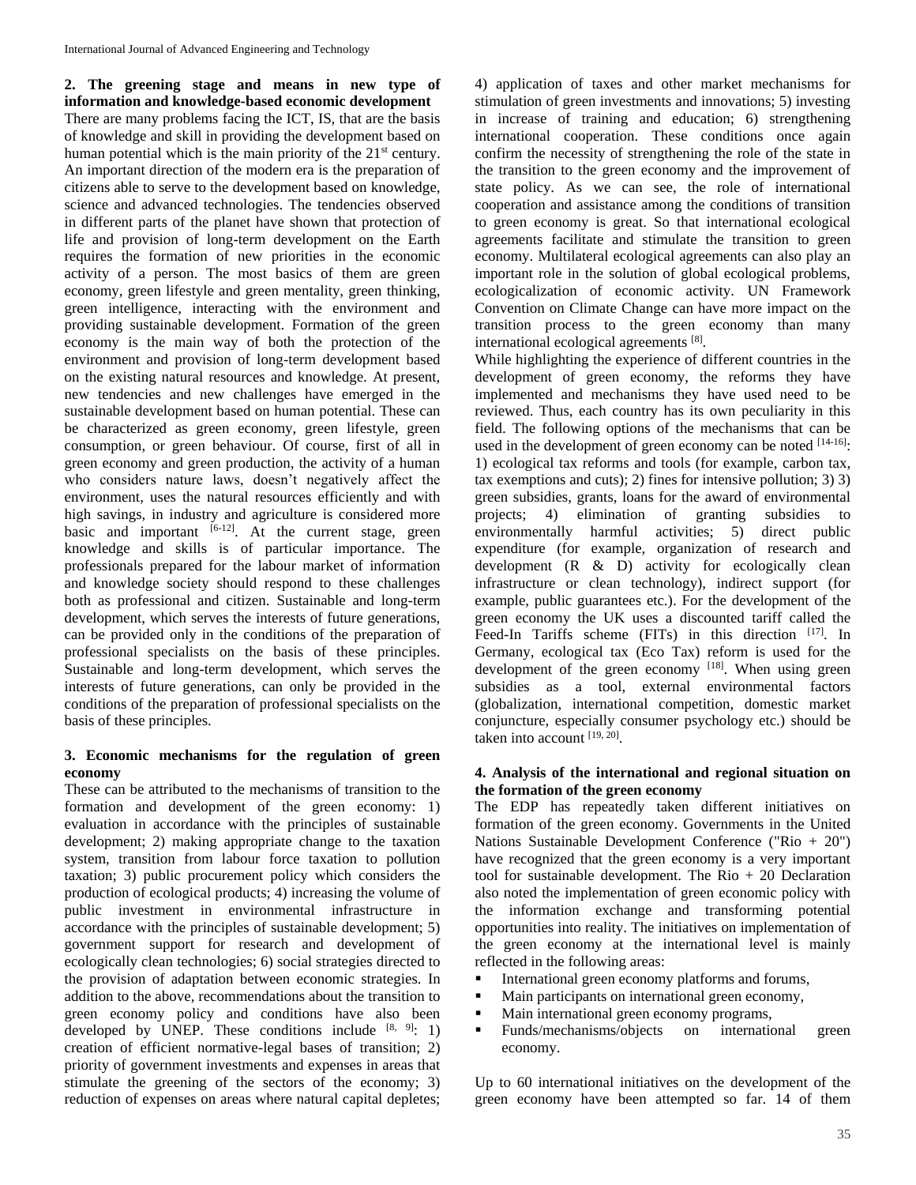## 2. The greening stage and means in new type of information and knowledge-based economic development

There are many problems facing the ICT, IS, that are the basis of knowledge and skill in providing the development based on human potential which is the main priority of the 21st century. An important direction of the modern era is the preparation of citizens able to serve to the development based on knowledge, science and advanced technologies. The tendencies observed in different parts of the planet have shown that protection of life and provision of long-term development on the Earth requires the formation of new priorities in the economic activity of a person. The most basics of them are green economy, green lifestyle and green mentality, green thinking, green intelligence, interacting with the environment and providing sustainable development. Formation of the green economy is the main way of both the protection of the environment and provision of long-term development based on the existing natural resources and knowledge. At present, new tendencies and new challenges have emerged in the sustainable development based on human potential. These can be characterized as green economy, green lifestyle, green consumption, or green behaviour. Of course, first of all in green economy and green production, the activity of a human who considers nature laws, doesn't negatively affect the environment, uses the natural resources efficiently and with high savings, in industry and agriculture is considered more basic and important [6-12]. At the current stage, green knowledge and skills is of particular importance. The professionals prepared for the labour market of information and knowledge society should respond to these challenges both as professional and citizen. Sustainable and long-term development, which serves the interests of future generations, can be provided only in the conditions of the preparation of professional specialists on the basis of these principles. Sustainable and long-term development, which serves the interests of future generations, can only be provided in the conditions of the preparation of professional specialists on the basis of these principles.

## 3. Economic mechanisms for the regulation of green economy

These can be attributed to the mechanisms of transition to the formation and development of the green economy: 1) evaluation in accordance with the principles of sustainable development; 2) making appropriate change to the taxation system, transition from labour force taxation to pollution taxation; 3) public procurement policy which considers the production of ecological products; 4) increasing the volume of public investment in environmental infrastructure in accordance with the principles of sustainable development; 5) government support for research and development of ecologically clean technologies; 6) social strategies directed to the provision of adaptation between economic strategies. In addition to the above, recommendations about the transition to green economy policy and conditions have also been developed by UNEP. These conditions include [8, 9]: 1) creation of efficient normative-legal bases of transition; 2) priority of government investments and expenses in areas that stimulate the greening of the sectors of the economy; 3) reduction of expenses on areas where natural capital depletes; 4) application of taxes and other market mechanisms for stimulation of green investments and innovations; 5) investing in increase of training and education; 6) strengthening international cooperation. These conditions once again confirm the necessity of strengthening the role of the state in the transition to the green economy and the improvement of state policy. As we can see, the role of international cooperation and assistance among the conditions of transition to green economy is great. So that international ecological agreements facilitate and stimulate the transition to green economy. Multilateral ecological agreements can also play an important role in the solution of global ecological problems, ecologicalization of economic activity. UN Framework Convention on Climate Change can have more impact on the transition process to the green economy than many international ecological agreements [8].

While highlighting the experience of different countries in the development of green economy, the reforms they have implemented and mechanisms they have used need to be reviewed. Thus, each country has its own peculiarity in this field. The following options of the mechanisms that can be used in the development of green economy can be noted [14-16]: 1) ecological tax reforms and tools (for example, carbon tax, tax exemptions and cuts); 2) fines for intensive pollution; 3) 3) green subsidies, grants, loans for the award of environmental projects; 4) elimination of granting subsidies to environmentally harmful activities; 5) direct public expenditure (for example, organization of research and development (R & D) activity for ecologically clean infrastructure or clean technology), indirect support (for example, public guarantees etc.). For the development of the green economy the UK uses a discounted tariff called the Feed-In Tariffs scheme (FITs) in this direction [17]. In Germany, ecological tax (Eco Tax) reform is used for the development of the green economy [18]. When using green subsidies as a tool, external environmental factors (globalization, international competition, domestic market conjuncture, especially consumer psychology etc.) should be taken into account [19, 20].

## 4. Analysis of the international and regional situation on the formation of the green economy

The EDP has repeatedly taken different initiatives on formation of the green economy. Governments in the United Nations Sustainable Development Conference ("Rio + 20") have recognized that the green economy is a very important tool for sustainable development. The Rio + 20 Declaration also noted the implementation of green economic policy with the information exchange and transforming potential opportunities into reality. The initiatives on implementation of the green economy at the international level is mainly reflected in the following areas:

- International green economy platforms and forums,
- Main participants on international green economy,
- Main international green economy programs,
- Funds/mechanisms/objects on international green economy.

Up to 60 international initiatives on the development of the green economy have been attempted so far. 14 of them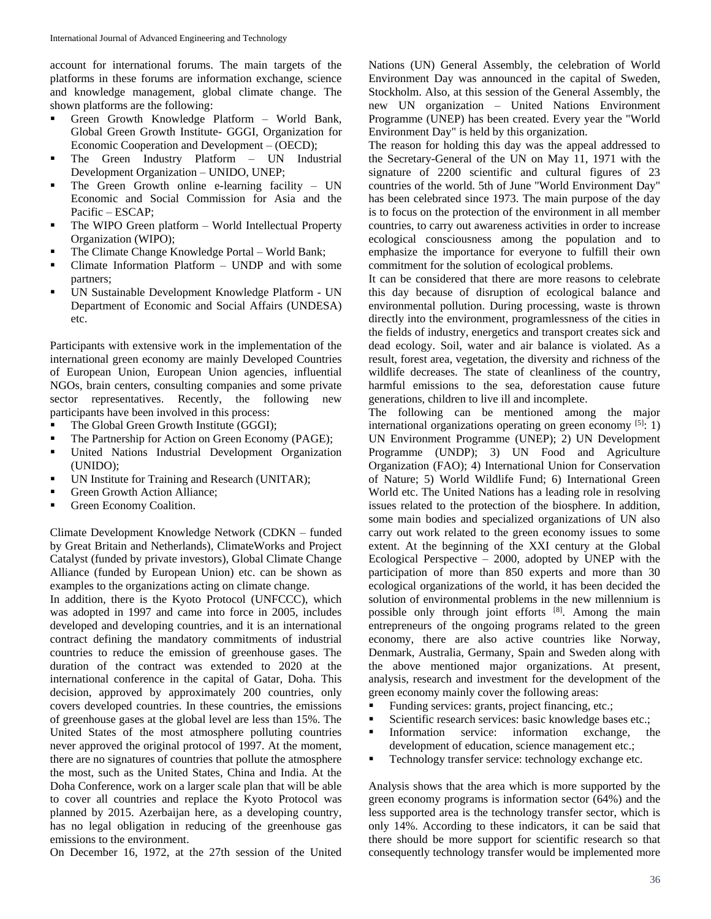account for international forums. The main targets of the platforms in these forums are information exchange, science and knowledge management, global climate change. The shown platforms are the following:

- Green Growth Knowledge Platform – World Bank, Global Green Growth Institute- GGGI, Organization for Economic Cooperation and Development – (OECD);
- The Green Industry Platform – UN Industrial Development Organization – UNIDO, UNEP;
- The Green Growth online e-learning facility – UN Economic and Social Commission for Asia and the Pacific – ESCAP;
- The WIPO Green platform – World Intellectual Property Organization (WIPO);
- The Climate Change Knowledge Portal – World Bank;
- Climate Information Platform – UNDP and with some partners;
- UN Sustainable Development Knowledge Platform - UN Department of Economic and Social Affairs (UNDESA) etc.

Participants with extensive work in the implementation of the international green economy are mainly Developed Countries of European Union, European Union agencies, influential NGOs, brain centers, consulting companies and some private sector representatives. Recently, the following new participants have been involved in this process:

- The Global Green Growth Institute (GGGI);
- The Partnership for Action on Green Economy (PAGE);
- United Nations Industrial Development Organization (UNIDO);
- UN Institute for Training and Research (UNITAR);
- Green Growth Action Alliance;
- Green Economy Coalition.

Climate Development Knowledge Network (CDKN – funded by Great Britain and Netherlands), ClimateWorks and Project Catalyst (funded by private investors), Global Climate Change Alliance (funded by European Union) etc. can be shown as examples to the organizations acting on climate change.

In addition, there is the Kyoto Protocol (UNFCCC), which was adopted in 1997 and came into force in 2005, includes developed and developing countries, and it is an international contract defining the mandatory commitments of industrial countries to reduce the emission of greenhouse gases. The duration of the contract was extended to 2020 at the international conference in the capital of Gatar, Doha. This decision, approved by approximately 200 countries, only covers developed countries. In these countries, the emissions of greenhouse gases at the global level are less than 15%. The United States of the most atmosphere polluting countries never approved the original protocol of 1997. At the moment, there are no signatures of countries that pollute the atmosphere the most, such as the United States, China and India. At the Doha Conference, work on a larger scale plan that will be able to cover all countries and replace the Kyoto Protocol was planned by 2015. Azerbaijan here, as a developing country, has no legal obligation in reducing of the greenhouse gas emissions to the environment.

On December 16, 1972, at the 27th session of the United Nations (UN) General Assembly, the celebration of World Environment Day was announced in the capital of Sweden, Stockholm. Also, at this session of the General Assembly, the new UN organization – United Nations Environment Programme (UNEP) has been created. Every year the "World Environment Day" is held by this organization.

The reason for holding this day was the appeal addressed to the Secretary-General of the UN on May 11, 1971 with the signature of 2200 scientific and cultural figures of 23 countries of the world. 5th of June "World Environment Day" has been celebrated since 1973. The main purpose of the day is to focus on the protection of the environment in all member countries, to carry out awareness activities in order to increase ecological consciousness among the population and to emphasize the importance for everyone to fulfill their own commitment for the solution of ecological problems.

It can be considered that there are more reasons to celebrate this day because of disruption of ecological balance and environmental pollution. During processing, waste is thrown directly into the environment, programlessness of the cities in the fields of industry, energetics and transport creates sick and dead ecology. Soil, water and air balance is violated. As a result, forest area, vegetation, the diversity and richness of the wildlife decreases. The state of cleanliness of the country, harmful emissions to the sea, deforestation cause future generations, children to live ill and incomplete.

The following can be mentioned among the major international organizations operating on green economy [5]: 1) UN Environment Programme (UNEP); 2) UN Development Programme (UNDP); 3) UN Food and Agriculture Organization (FAO); 4) International Union for Conservation of Nature; 5) World Wildlife Fund; 6) International Green World etc. The United Nations has a leading role in resolving issues related to the protection of the biosphere. In addition, some main bodies and specialized organizations of UN also carry out work related to the green economy issues to some extent. At the beginning of the XXI century at the Global Ecological Perspective – 2000, adopted by UNEP with the participation of more than 850 experts and more than 30 ecological organizations of the world, it has been decided the solution of environmental problems in the new millennium is possible only through joint efforts [8]. Among the main entrepreneurs of the ongoing programs related to the green economy, there are also active countries like Norway, Denmark, Australia, Germany, Spain and Sweden along with the above mentioned major organizations. At present, analysis, research and investment for the development of the green economy mainly cover the following areas:

- Funding services: grants, project financing, etc.;
- Scientific research services: basic knowledge bases etc.;
- Information service: information exchange, the development of education, science management etc.;
- Technology transfer service: technology exchange etc.

Analysis shows that the area which is more supported by the green economy programs is information sector (64%) and the less supported area is the technology transfer sector, which is only 14%. According to these indicators, it can be said that there should be more support for scientific research so that consequently technology transfer would be implemented more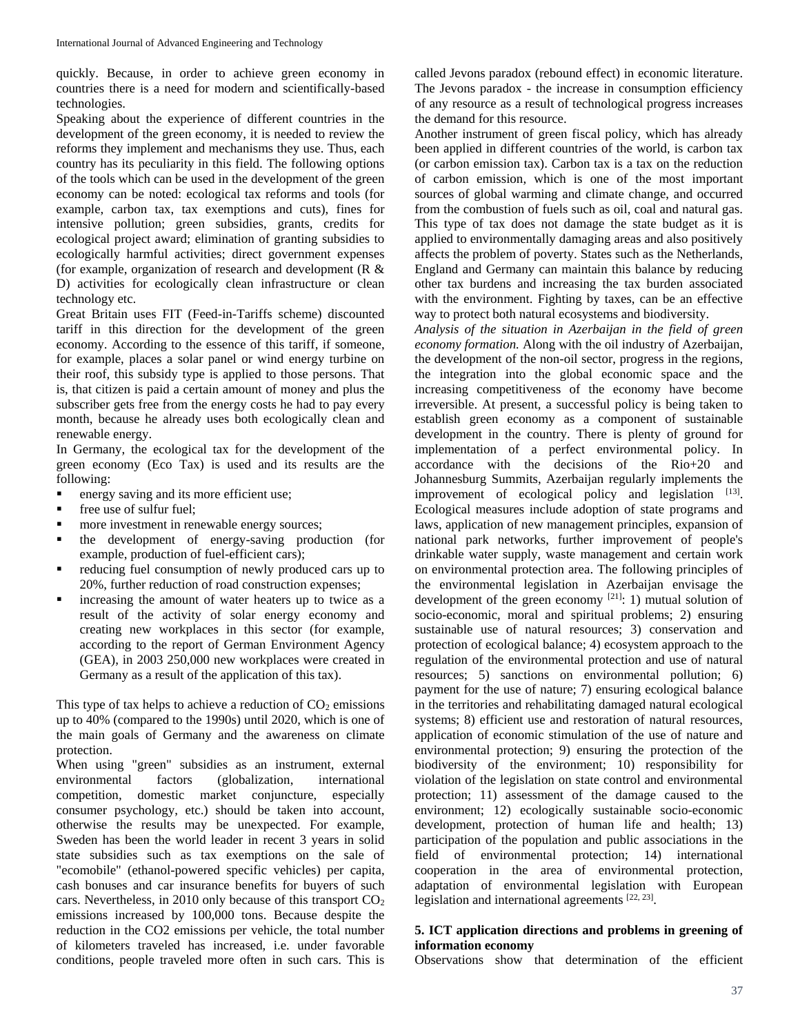quickly. Because, in order to achieve green economy in countries there is a need for modern and scientifically-based technologies.

Speaking about the experience of different countries in the development of the green economy, it is needed to review the reforms they implement and mechanisms they use. Thus, each country has its peculiarity in this field. The following options of the tools which can be used in the development of the green economy can be noted: ecological tax reforms and tools (for example, carbon tax, tax exemptions and cuts), fines for intensive pollution; green subsidies, grants, credits for ecological project award; elimination of granting subsidies to ecologically harmful activities; direct government expenses (for example, organization of research and development (R & D) activities for ecologically clean infrastructure or clean technology etc.

Great Britain uses FIT (Feed-in-Tariffs scheme) discounted tariff in this direction for the development of the green economy. According to the essence of this tariff, if someone, for example, places a solar panel or wind energy turbine on their roof, this subsidy type is applied to those persons. That is, that citizen is paid a certain amount of money and plus the subscriber gets free from the energy costs he had to pay every month, because he already uses both ecologically clean and renewable energy.

In Germany, the ecological tax for the development of the green economy (Eco Tax) is used and its results are the following:

- energy saving and its more efficient use;
- free use of sulfur fuel;
- more investment in renewable energy sources;
- the development of energy-saving production (for example, production of fuel-efficient cars);
- reducing fuel consumption of newly produced cars up to 20%, further reduction of road construction expenses;
- increasing the amount of water heaters up to twice as a result of the activity of solar energy economy and creating new workplaces in this sector (for example, according to the report of German Environment Agency (GEA), in 2003 250,000 new workplaces were created in Germany as a result of the application of this tax).

This type of tax helps to achieve a reduction of $CO_2$ emissions up to 40% (compared to the 1990s) until 2020, which is one of the main goals of Germany and the awareness on climate protection.

When using "green" subsidies as an instrument, external environmental factors (globalization, international competition, domestic market conjuncture, especially consumer psychology, etc.) should be taken into account, otherwise the results may be unexpected. For example, Sweden has been the world leader in recent 3 years in solid state subsidies such as tax exemptions on the sale of "ecomobile" (ethanol-powered specific vehicles) per capita, cash bonuses and car insurance benefits for buyers of such cars. Nevertheless, in 2010 only because of this transport $CO_2$ emissions increased by 100,000 tons. Because despite the reduction in the CO2 emissions per vehicle, the total number of kilometers traveled has increased, i.e. under favorable conditions, people traveled more often in such cars. This is called Jevons paradox (rebound effect) in economic literature. The Jevons paradox - the increase in consumption efficiency of any resource as a result of technological progress increases the demand for this resource.

Another instrument of green fiscal policy, which has already been applied in different countries of the world, is carbon tax (or carbon emission tax). Carbon tax is a tax on the reduction of carbon emission, which is one of the most important sources of global warming and climate change, and occurred from the combustion of fuels such as oil, coal and natural gas. This type of tax does not damage the state budget as it is applied to environmentally damaging areas and also positively affects the problem of poverty. States such as the Netherlands, England and Germany can maintain this balance by reducing other tax burdens and increasing the tax burden associated with the environment. Fighting by taxes, can be an effective way to protect both natural ecosystems and biodiversity.

*Analysis of the situation in Azerbaijan in the field of green economy formation.* Along with the oil industry of Azerbaijan, the development of the non-oil sector, progress in the regions, the integration into the global economic space and the increasing competitiveness of the economy have become irreversible. At present, a successful policy is being taken to establish green economy as a component of sustainable development in the country. There is plenty of ground for implementation of a perfect environmental policy. In accordance with the decisions of the Rio+20 and Johannesburg Summits, Azerbaijan regularly implements the improvement of ecological policy and legislation [13]. Ecological measures include adoption of state programs and laws, application of new management principles, expansion of national park networks, further improvement of people's drinkable water supply, waste management and certain work on environmental protection area. The following principles of the environmental legislation in Azerbaijan envisage the development of the green economy [21]: 1) mutual solution of socio-economic, moral and spiritual problems; 2) ensuring sustainable use of natural resources; 3) conservation and protection of ecological balance; 4) ecosystem approach to the regulation of the environmental protection and use of natural resources; 5) sanctions on environmental pollution; 6) payment for the use of nature; 7) ensuring ecological balance in the territories and rehabilitating damaged natural ecological systems; 8) efficient use and restoration of natural resources, application of economic stimulation of the use of nature and environmental protection; 9) ensuring the protection of the biodiversity of the environment; 10) responsibility for violation of the legislation on state control and environmental protection; 11) assessment of the damage caused to the environment; 12) ecologically sustainable socio-economic development, protection of human life and health; 13) participation of the population and public associations in the field of environmental protection; 14) international cooperation in the area of environmental protection, adaptation of environmental legislation with European legislation and international agreements [22, 23].

## 5. ICT application directions and problems in greening of information economy

Observations show that determination of the efficient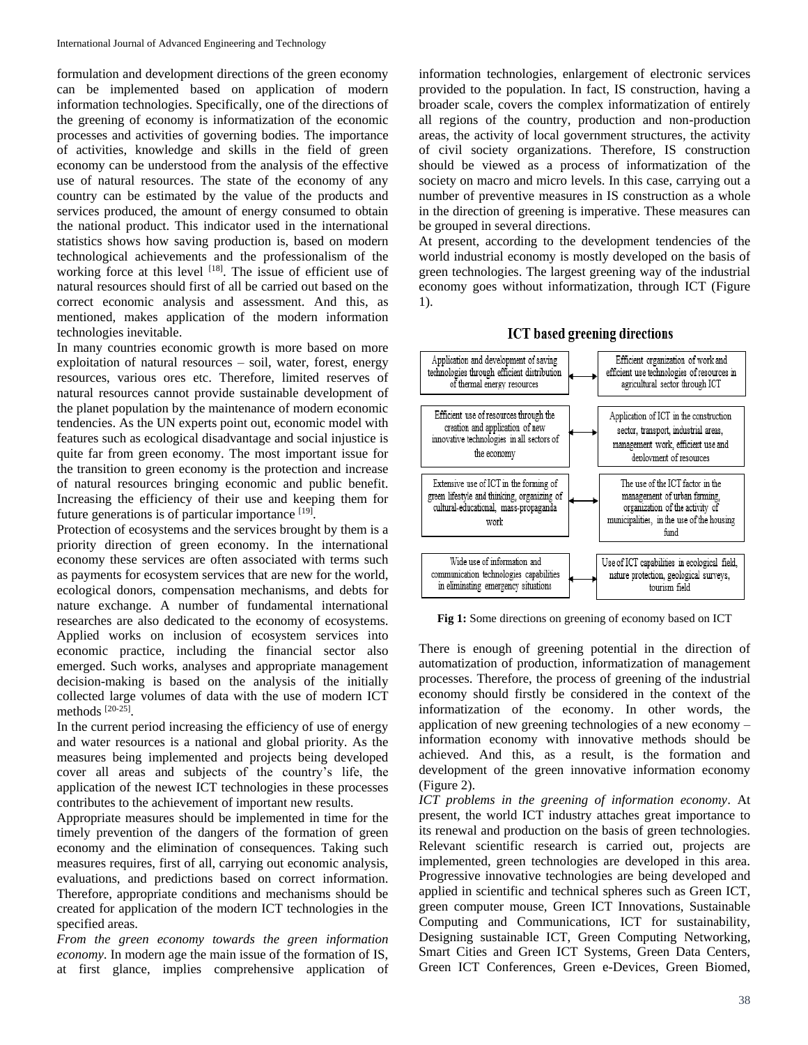formulation and development directions of the green economy can be implemented based on application of modern information technologies. Specifically, one of the directions of the greening of economy is informatization of the economic processes and activities of governing bodies. The importance of activities, knowledge and skills in the field of green economy can be understood from the analysis of the effective use of natural resources. The state of the economy of any country can be estimated by the value of the products and services produced, the amount of energy consumed to obtain the national product. This indicator used in the international statistics shows how saving production is, based on modern technological achievements and the professionalism of the working force at this level [18]. The issue of efficient use of natural resources should first of all be carried out based on the correct economic analysis and assessment. And this, as mentioned, makes application of the modern information technologies inevitable.

In many countries economic growth is more based on more exploitation of natural resources – soil, water, forest, energy resources, various ores etc. Therefore, limited reserves of natural resources cannot provide sustainable development of the planet population by the maintenance of modern economic tendencies. As the UN experts point out, economic model with features such as ecological disadvantage and social injustice is quite far from green economy. The most important issue for the transition to green economy is the protection and increase of natural resources bringing economic and public benefit. Increasing the efficiency of their use and keeping them for future generations is of particular importance [19].

Protection of ecosystems and the services brought by them is a priority direction of green economy. In the international economy these services are often associated with terms such as payments for ecosystem services that are new for the world, ecological donors, compensation mechanisms, and debts for nature exchange. A number of fundamental international researches are also dedicated to the economy of ecosystems. Applied works on inclusion of ecosystem services into economic practice, including the financial sector also emerged. Such works, analyses and appropriate management decision-making is based on the analysis of the initially collected large volumes of data with the use of modern ICT methods [20-25].

In the current period increasing the efficiency of use of energy and water resources is a national and global priority. As the measures being implemented and projects being developed cover all areas and subjects of the country's life, the application of the newest ICT technologies in these processes contributes to the achievement of important new results.

Appropriate measures should be implemented in time for the timely prevention of the dangers of the formation of green economy and the elimination of consequences. Taking such measures requires, first of all, carrying out economic analysis, evaluations, and predictions based on correct information. Therefore, appropriate conditions and mechanisms should be created for application of the modern ICT technologies in the specified areas.

*From the green economy towards the green information economy*. In modern age the main issue of the formation of IS, at first glance, implies comprehensive application of information technologies, enlargement of electronic services provided to the population. In fact, IS construction, having a broader scale, covers the complex informatization of entirely all regions of the country, production and non-production areas, the activity of local government structures, the activity of civil society organizations. Therefore, IS construction should be viewed as a process of informatization of the society on macro and micro levels. In this case, carrying out a number of preventive measures in IS construction as a whole in the direction of greening is imperative. These measures can be grouped in several directions.

At present, according to the development tendencies of the world industrial economy is mostly developed on the basis of green technologies. The largest greening way of the industrial economy goes without informatization, through ICT (Figure 1).

**ICT based greening directions**

| | |
|---|---|
| Application and development of saving technologies through efficient distribution of thermal energy resources | Efficient organization of work and efficient use technologies of resources in agricultural sector through ICT |
| Efficient use of resources through the creation and application of new innovative technologies in all sectors of the economy | Application of ICT in the construction sector, transport, industrial areas, management work, efficient use and deployment of resources |
| Extensive use of ICT in the forming of green lifestyle and thinking, organizing of cultural-educational, mass-propaganda work | The use of the ICT factor in the management of urban farming, organization of the activity of municipalities, in the use of the housing fund |
| Wide use of information and communication technologies capabilities in eliminating emergency situations | Use of ICT capabilities in ecological field, nature protection, geological surveys, tourism field |

**Fig 1:** Some directions on greening of economy based on ICT

There is enough of greening potential in the direction of automatization of production, informatization of management processes. Therefore, the process of greening of the industrial economy should firstly be considered in the context of the informatization of the economy. In other words, the application of new greening technologies of a new economy – information economy with innovative methods should be achieved. And this, as a result, is the formation and development of the green innovative information economy (Figure 2).

*ICT problems in the greening of information economy*. At present, the world ICT industry attaches great importance to its renewal and production on the basis of green technologies. Relevant scientific research is carried out, projects are implemented, green technologies are developed in this area. Progressive innovative technologies are being developed and applied in scientific and technical spheres such as Green ICT, green computer mouse, Green ICT Innovations, Sustainable Computing and Communications, ICT for sustainability, Designing sustainable ICT, Green Computing Networking, Smart Cities and Green ICT Systems, Green Data Centers, Green ICT Conferences, Green e-Devices, Green Biomed,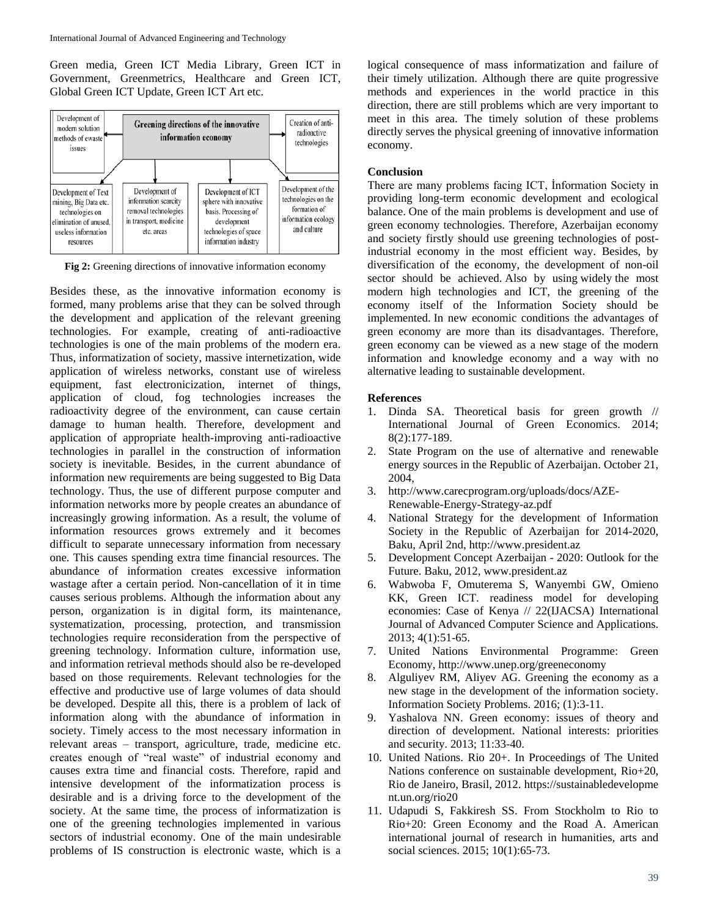Green media, Green ICT Media Library, Green ICT in Government, Greenmetrics, Healthcare and Green ICT, Global Green ICT Update, Green ICT Art etc.

**Fig 2:** Greening directions of innovative information economy

Besides these, as the innovative information economy is formed, many problems arise that they can be solved through the development and application of the relevant greening technologies. For example, creating of anti-radioactive technologies is one of the main problems of the modern era. Thus, informatization of society, massive internetization, wide application of wireless networks, constant use of wireless equipment, fast electronicization, internet of things, application of cloud, fog technologies increases the radioactivity degree of the environment, can cause certain damage to human health. Therefore, development and application of appropriate health-improving anti-radioactive technologies in parallel in the construction of information society is inevitable. Besides, in the current abundance of information new requirements are being suggested to Big Data technology. Thus, the use of different purpose computer and information networks more by people creates an abundance of increasingly growing information. As a result, the volume of information resources grows extremely and it becomes difficult to separate unnecessary information from necessary one. This causes spending extra time financial resources. The abundance of information creates excessive information wastage after a certain period. Non-cancellation of it in time causes serious problems. Although the information about any person, organization is in digital form, its maintenance, systematization, processing, protection, and transmission technologies require reconsideration from the perspective of greening technology. Information culture, information use, and information retrieval methods should also be re-developed based on those requirements. Relevant technologies for the effective and productive use of large volumes of data should be developed. Despite all this, there is a problem of lack of information along with the abundance of information in society. Timely access to the most necessary information in relevant areas – transport, agriculture, trade, medicine etc. creates enough of "real waste" of industrial economy and causes extra time and financial costs. Therefore, rapid and intensive development of the informatization process is desirable and is a driving force to the development of the society. At the same time, the process of informatization is one of the greening technologies implemented in various sectors of industrial economy. One of the main undesirable problems of IS construction is electronic waste, which is a logical consequence of mass informatization and failure of their timely utilization. Although there are quite progressive methods and experiences in the world practice in this direction, there are still problems which are very important to meet in this area. The timely solution of these problems directly serves the physical greening of innovative information economy.

**Conclusion**

There are many problems facing ICT, İnformation Society in providing long-term economic development and ecological balance. One of the main problems is development and use of green economy technologies. Therefore, Azerbaijan economy and society firstly should use greening technologies of post-industrial economy in the most efficient way. Besides, by diversification of the economy, the development of non-oil sector should be achieved. Also by using widely the most modern high technologies and ICT, the greening of the economy itself of the Information Society should be implemented. In new economic conditions the advantages of green economy are more than its disadvantages. Therefore, green economy can be viewed as a new stage of the modern information and knowledge economy and a way with no alternative leading to sustainable development.

**References**

1. Dinda SA. Theoretical basis for green growth // International Journal of Green Economics. 2014; 8(2):177-189.
2. State Program on the use of alternative and renewable energy sources in the Republic of Azerbaijan. October 21, 2004,
3. http://www.carecprogram.org/uploads/docs/AZE-Renewable-Energy-Strategy-az.pdf
4. National Strategy for the development of Information Society in the Republic of Azerbaijan for 2014-2020, Baku, April 2nd, http://www.president.az
5. Development Concept Azerbaijan - 2020: Outlook for the Future. Baku, 2012, www.president.az
6. Wabwoba F, Omuterema S, Wanyembi GW, Omieno KK, Green ICT. readiness model for developing economies: Case of Kenya // 22(IJACSA) International Journal of Advanced Computer Science and Applications. 2013; 4(1):51-65.
7. United Nations Environmental Programme: Green Economy, http://www.unep.org/greeneconomy
8. Alguliyev RM, Aliyev AG. Greening the economy as a new stage in the development of the information society. Information Society Problems. 2016; (1):3-11.
9. Yashalova NN. Green economy: issues of theory and direction of development. National interests: priorities and security. 2013; 11:33-40.
10. United Nations. Rio 20+. In Proceedings of The United Nations conference on sustainable development, Rio+20, Rio de Janeiro, Brasil, 2012. https://sustainabledevelopment.un.org/rio20
11. Udapudi S, Fakkiresh SS. From Stockholm to Rio to Rio+20: Green Economy and the Road A. American international journal of research in humanities, arts and social sciences. 2015; 10(1):65-73.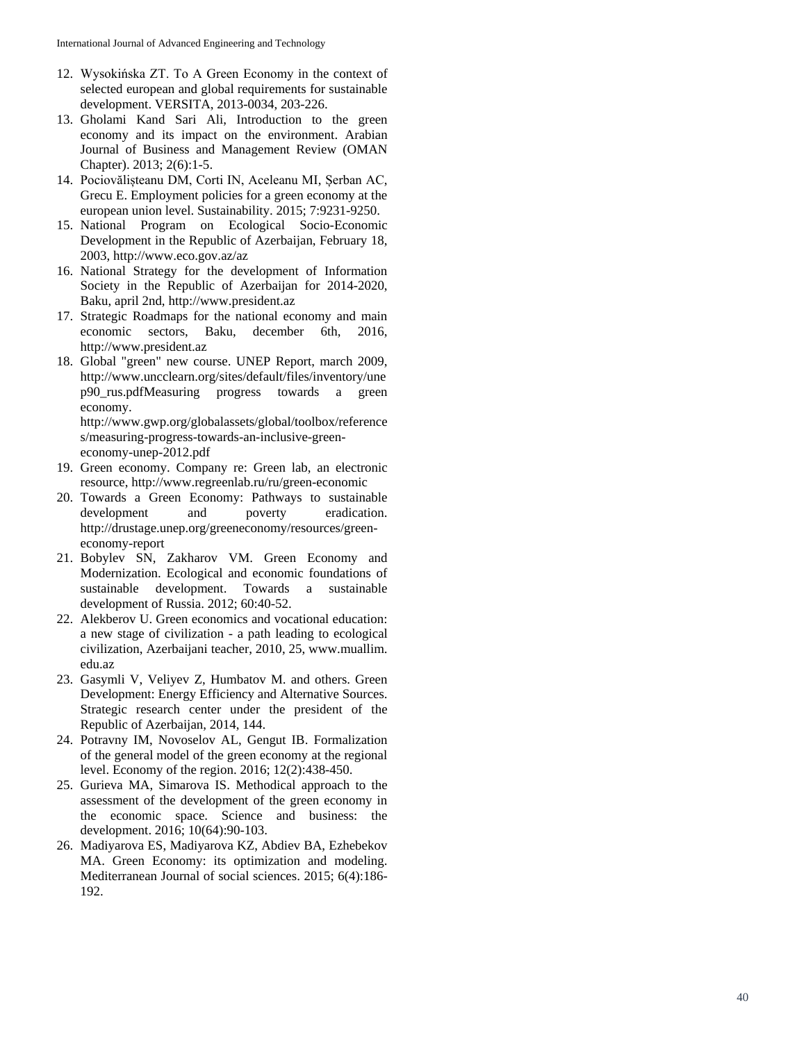12. Wysokińska ZT. To A Green Economy in the context of selected european and global requirements for sustainable development. VERSITA, 2013-0034, 203-226.
13. Gholami Kand Sari Ali, Introduction to the green economy and its impact on the environment. Arabian Journal of Business and Management Review (OMAN Chapter). 2013; 2(6):1-5.
14. Pociovălișteanu DM, Corti IN, Aceleanu MI, Șerban AC, Grecu E. Employment policies for a green economy at the european union level. Sustainability. 2015; 7:9231-9250.
15. National Program on Ecological Socio-Economic Development in the Republic of Azerbaijan, February 18, 2003, http://www.eco.gov.az/az
16. National Strategy for the development of Information Society in the Republic of Azerbaijan for 2014-2020, Baku, april 2nd, http://www.president.az
17. Strategic Roadmaps for the national economy and main economic sectors, Baku, december 6th, 2016, http://www.president.az
18. Global "green" new course. UNEP Report, march 2009, http://www.uncclearn.org/sites/default/files/inventory/unep90_rus.pdfMeasuring progress towards a green economy. http://www.gwp.org/globalassets/global/toolbox/references/measuring-progress-towards-an-inclusive-green-economy-unep-2012.pdf
19. Green economy. Company re: Green lab, an electronic resource, http://www.regreenlab.ru/ru/green-economic
20. Towards a Green Economy: Pathways to sustainable development and poverty eradication. http://drustage.unep.org/greeneconomy/resources/green-economy-report
21. Bobylev SN, Zakharov VM. Green Economy and Modernization. Ecological and economic foundations of sustainable development. Towards a sustainable development of Russia. 2012; 60:40-52.
22. Alekberov U. Green economics and vocational education: a new stage of civilization - a path leading to ecological civilization, Azerbaijani teacher, 2010, 25, www.muallim.edu.az
23. Gasymli V, Veliyev Z, Humbatov M. and others. Green Development: Energy Efficiency and Alternative Sources. Strategic research center under the president of the Republic of Azerbaijan, 2014, 144.
24. Potravny IM, Novoselov AL, Gengut IB. Formalization of the general model of the green economy at the regional level. Economy of the region. 2016; 12(2):438-450.
25. Gurieva MA, Simarova IS. Methodical approach to the assessment of the development of the green economy in the economic space. Science and business: the development. 2016; 10(64):90-103.
26. Madiyarova ES, Madiyarova KZ, Abdiev BA, Ezhebekov MA. Green Economy: its optimization and modeling. Mediterranean Journal of social sciences. 2015; 6(4):186-192.